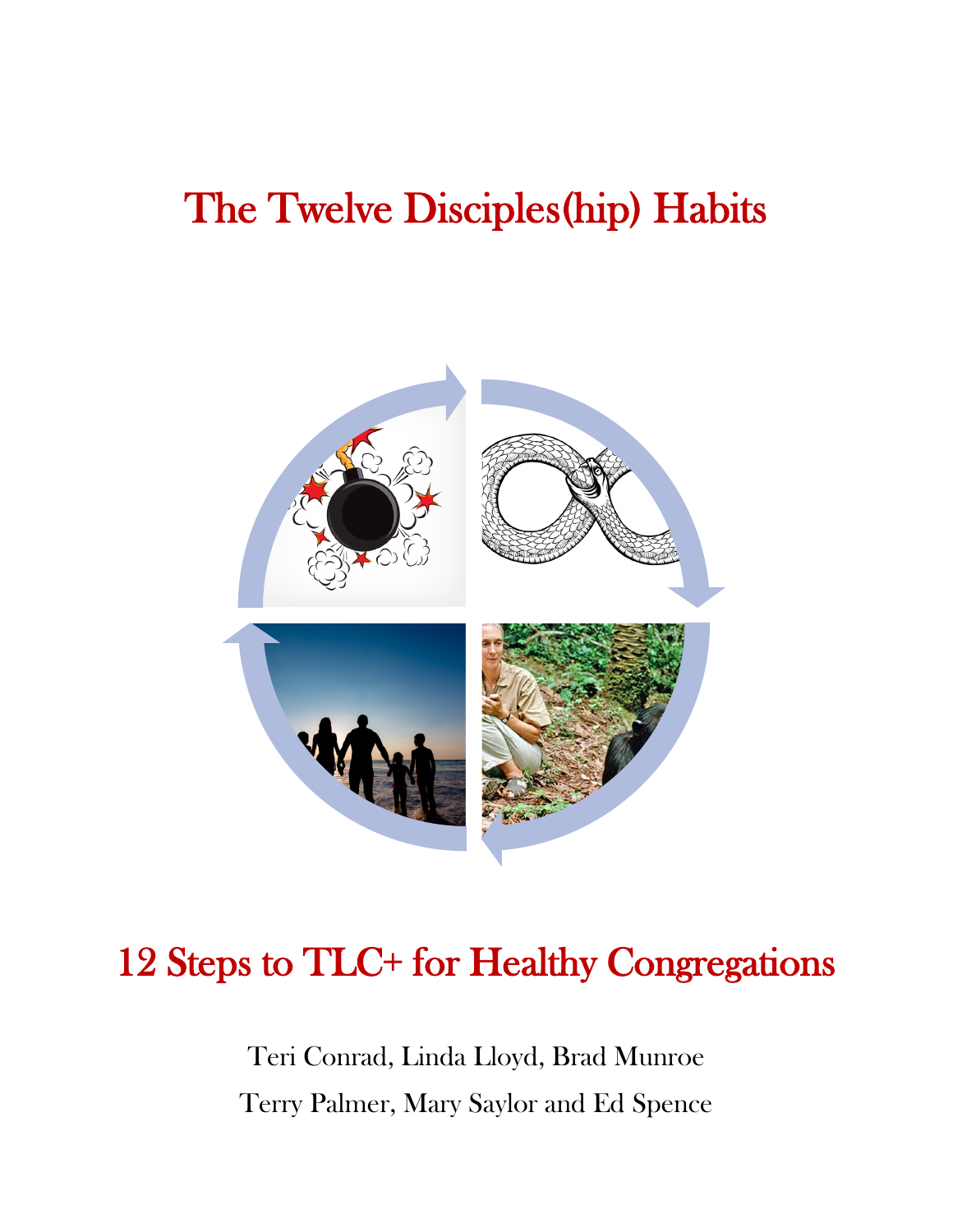# The Twelve Disciples(hip) Habits

## 12 Steps to TLC+ for Healthy Congregations

Teri Conrad, Linda Lloyd, Brad Munroe

Terry Palmer, Mary Saylor and Ed Spence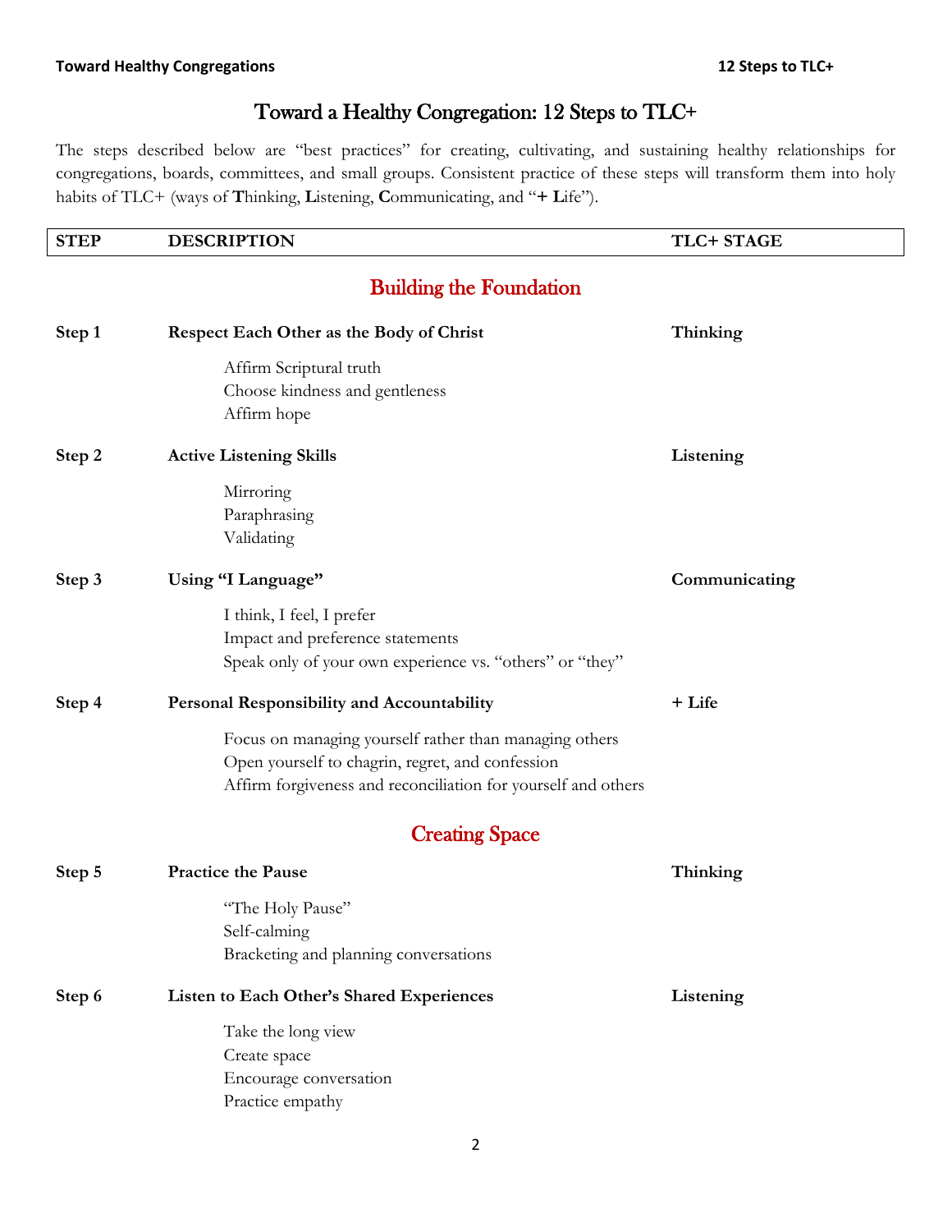# Toward a Healthy Congregation: 12 Steps to TLC+

The steps described below are "best practices" for creating, cultivating, and sustaining healthy relationships for congregations, boards, committees, and small groups. Consistent practice of these steps will transform them into holy habits of TLC+ (ways of **T**hinking, **L**istening, **C**ommunicating, and "**+ L**ife").

| STEP | DESCRIPTION | TLC+ STAGE |
|---|---|---|
| | **Building the Foundation** | |
| **Step 1** | **Respect Each Other as the Body of Christ**<br>Affirm Scriptural truth<br>Choose kindness and gentleness<br>Affirm hope | **Thinking** |
| **Step 2** | **Active Listening Skills**<br>Mirroring<br>Paraphrasing<br>Validating | **Listening** |
| **Step 3** | **Using "I Language"**<br>I think, I feel, I prefer<br>Impact and preference statements<br>Speak only of your own experience vs. "others" or "they" | **Communicating** |
| **Step 4** | **Personal Responsibility and Accountability**<br>Focus on managing yourself rather than managing others<br>Open yourself to chagrin, regret, and confession<br>Affirm forgiveness and reconciliation for yourself and others | **+ Life** |
| | **Creating Space** | |
| **Step 5** | **Practice the Pause**<br>"The Holy Pause"<br>Self-calming<br>Bracketing and planning conversations | **Thinking** |
| **Step 6** | **Listen to Each Other's Shared Experiences**<br>Take the long view<br>Create space<br>Encourage conversation<br>Practice empathy | **Listening** |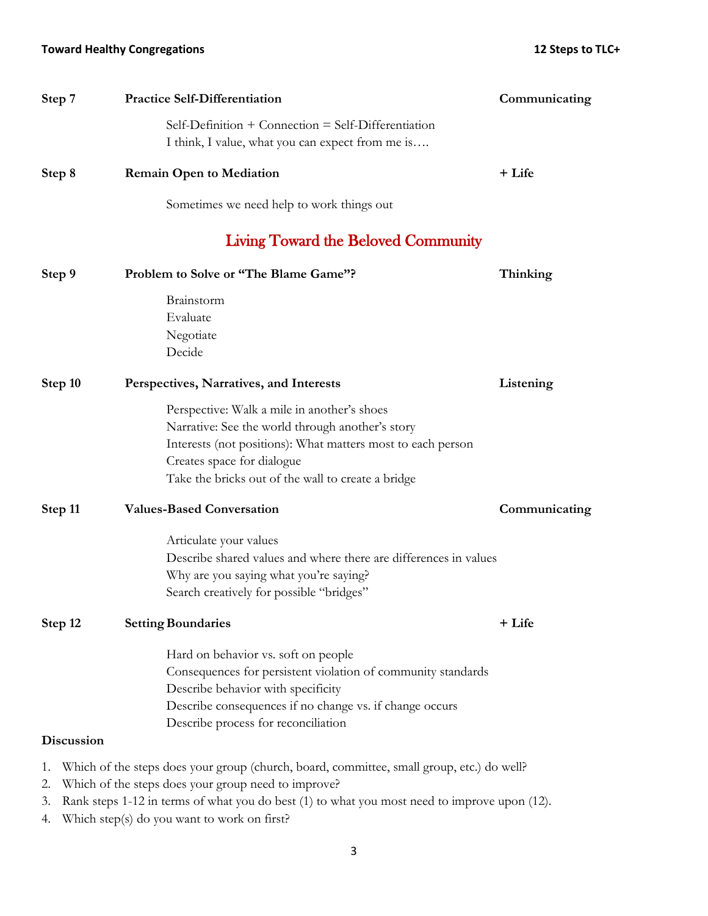**Step 7** **Practice Self-Differentiation** **Communicating**

Self-Definition + Connection = Self-Differentiation
I think, I value, what you can expect from me is….

**Step 8** **Remain Open to Mediation** **+ Life**

Sometimes we need help to work things out

## Living Toward the Beloved Community

**Step 9** **Problem to Solve or "The Blame Game"?** **Thinking**

Brainstorm
Evaluate
Negotiate
Decide

**Step 10** **Perspectives, Narratives, and Interests** **Listening**

Perspective: Walk a mile in another's shoes
Narrative: See the world through another's story
Interests (not positions): What matters most to each person
Creates space for dialogue
Take the bricks out of the wall to create a bridge

**Step 11** **Values-Based Conversation** **Communicating**

Articulate your values
Describe shared values and where there are differences in values
Why are you saying what you're saying?
Search creatively for possible "bridges"

**Step 12** **Setting Boundaries** **+ Life**

Hard on behavior vs. soft on people
Consequences for persistent violation of community standards
Describe behavior with specificity
Describe consequences if no change vs. if change occurs
Describe process for reconciliation

**Discussion**

1. Which of the steps does your group (church, board, committee, small group, etc.) do well?
2. Which of the steps does your group need to improve?
3. Rank steps 1-12 in terms of what you do best (1) to what you most need to improve upon (12).
4. Which step(s) do you want to work on first?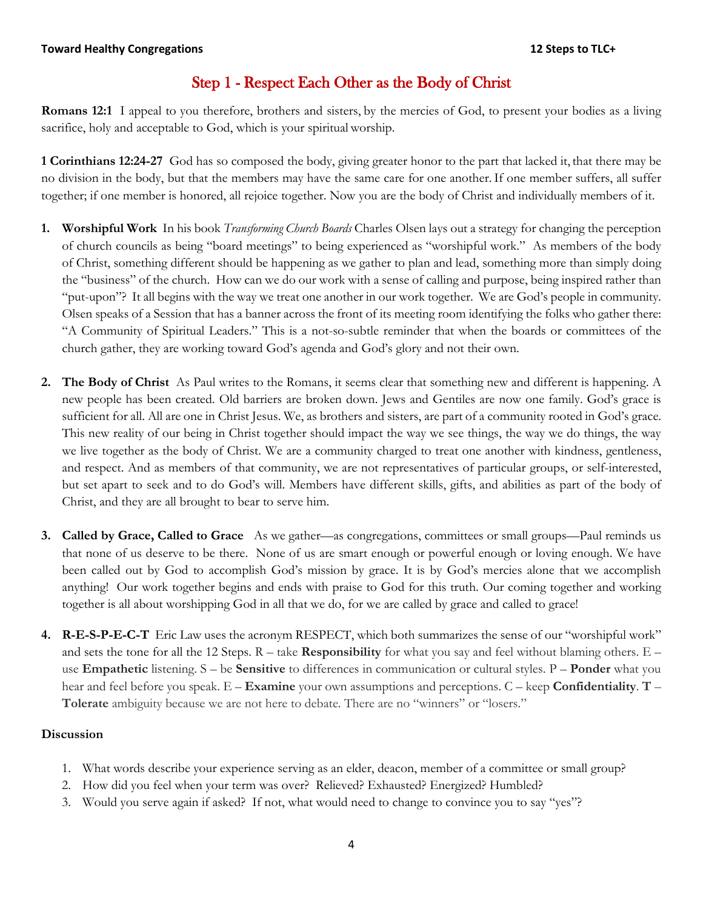# Step 1 - Respect Each Other as the Body of Christ

**Romans 12:1** I appeal to you therefore, brothers and sisters, by the mercies of God, to present your bodies as a living sacrifice, holy and acceptable to God, which is your spiritual worship.

**1 Corinthians 12:24-27** God has so composed the body, giving greater honor to the part that lacked it, that there may be no division in the body, but that the members may have the same care for one another. If one member suffers, all suffer together; if one member is honored, all rejoice together. Now you are the body of Christ and individually members of it.

1. **Worshipful Work** In his book *Transforming Church Boards* Charles Olsen lays out a strategy for changing the perception of church councils as being "board meetings" to being experienced as "worshipful work." As members of the body of Christ, something different should be happening as we gather to plan and lead, something more than simply doing the "business" of the church. How can we do our work with a sense of calling and purpose, being inspired rather than "put-upon"? It all begins with the way we treat one another in our work together. We are God's people in community. Olsen speaks of a Session that has a banner across the front of its meeting room identifying the folks who gather there: "A Community of Spiritual Leaders." This is a not-so-subtle reminder that when the boards or committees of the church gather, they are working toward God's agenda and God's glory and not their own.

2. **The Body of Christ** As Paul writes to the Romans, it seems clear that something new and different is happening. A new people has been created. Old barriers are broken down. Jews and Gentiles are now one family. God's grace is sufficient for all. All are one in Christ Jesus. We, as brothers and sisters, are part of a community rooted in God's grace. This new reality of our being in Christ together should impact the way we see things, the way we do things, the way we live together as the body of Christ. We are a community charged to treat one another with kindness, gentleness, and respect. And as members of that community, we are not representatives of particular groups, or self-interested, but set apart to seek and to do God's will. Members have different skills, gifts, and abilities as part of the body of Christ, and they are all brought to bear to serve him.

3. **Called by Grace, Called to Grace** As we gather—as congregations, committees or small groups—Paul reminds us that none of us deserve to be there. None of us are smart enough or powerful enough or loving enough. We have been called out by God to accomplish God's mission by grace. It is by God's mercies alone that we accomplish anything! Our work together begins and ends with praise to God for this truth. Our coming together and working together is all about worshipping God in all that we do, for we are called by grace and called to grace!

4. **R-E-S-P-E-C-T** Eric Law uses the acronym RESPECT, which both summarizes the sense of our "worshipful work" and sets the tone for all the 12 Steps. R – take **Responsibility** for what you say and feel without blaming others. E – use **Empathetic** listening. S – be **Sensitive** to differences in communication or cultural styles. P – **Ponder** what you hear and feel before you speak. E – **Examine** your own assumptions and perceptions. C – keep **Confidentiality**. **T** – **Tolerate** ambiguity because we are not here to debate. There are no "winners" or "losers."

**Discussion**

1. What words describe your experience serving as an elder, deacon, member of a committee or small group?
2. How did you feel when your term was over? Relieved? Exhausted? Energized? Humbled?
3. Would you serve again if asked? If not, what would need to change to convince you to say "yes"?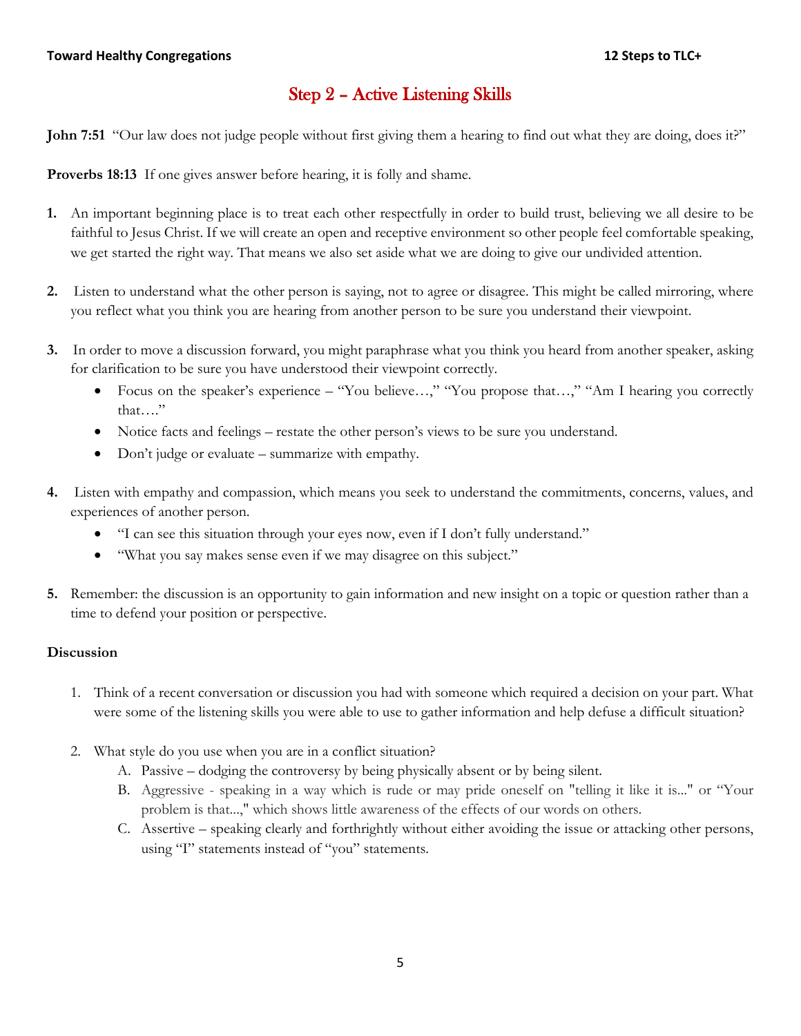## Step 2 – Active Listening Skills

**John 7:51** "Our law does not judge people without first giving them a hearing to find out what they are doing, does it?"

**Proverbs 18:13** If one gives answer before hearing, it is folly and shame.

**1.** An important beginning place is to treat each other respectfully in order to build trust, believing we all desire to be faithful to Jesus Christ. If we will create an open and receptive environment so other people feel comfortable speaking, we get started the right way. That means we also set aside what we are doing to give our undivided attention.

**2.** Listen to understand what the other person is saying, not to agree or disagree. This might be called mirroring, where you reflect what you think you are hearing from another person to be sure you understand their viewpoint.

**3.** In order to move a discussion forward, you might paraphrase what you think you heard from another speaker, asking for clarification to be sure you have understood their viewpoint correctly.

- Focus on the speaker's experience – "You believe…," "You propose that…," "Am I hearing you correctly that…."
- Notice facts and feelings – restate the other person's views to be sure you understand.
- Don't judge or evaluate – summarize with empathy.

**4.** Listen with empathy and compassion, which means you seek to understand the commitments, concerns, values, and experiences of another person.

- "I can see this situation through your eyes now, even if I don't fully understand."
- "What you say makes sense even if we may disagree on this subject."

**5.** Remember: the discussion is an opportunity to gain information and new insight on a topic or question rather than a time to defend your position or perspective.

**Discussion**

1. Think of a recent conversation or discussion you had with someone which required a decision on your part. What were some of the listening skills you were able to use to gather information and help defuse a difficult situation?

2. What style do you use when you are in a conflict situation?
   - A. Passive – dodging the controversy by being physically absent or by being silent.
   - B. Aggressive - speaking in a way which is rude or may pride oneself on "telling it like it is..." or "Your problem is that...," which shows little awareness of the effects of our words on others.
   - C. Assertive – speaking clearly and forthrightly without either avoiding the issue or attacking other persons, using "I" statements instead of "you" statements.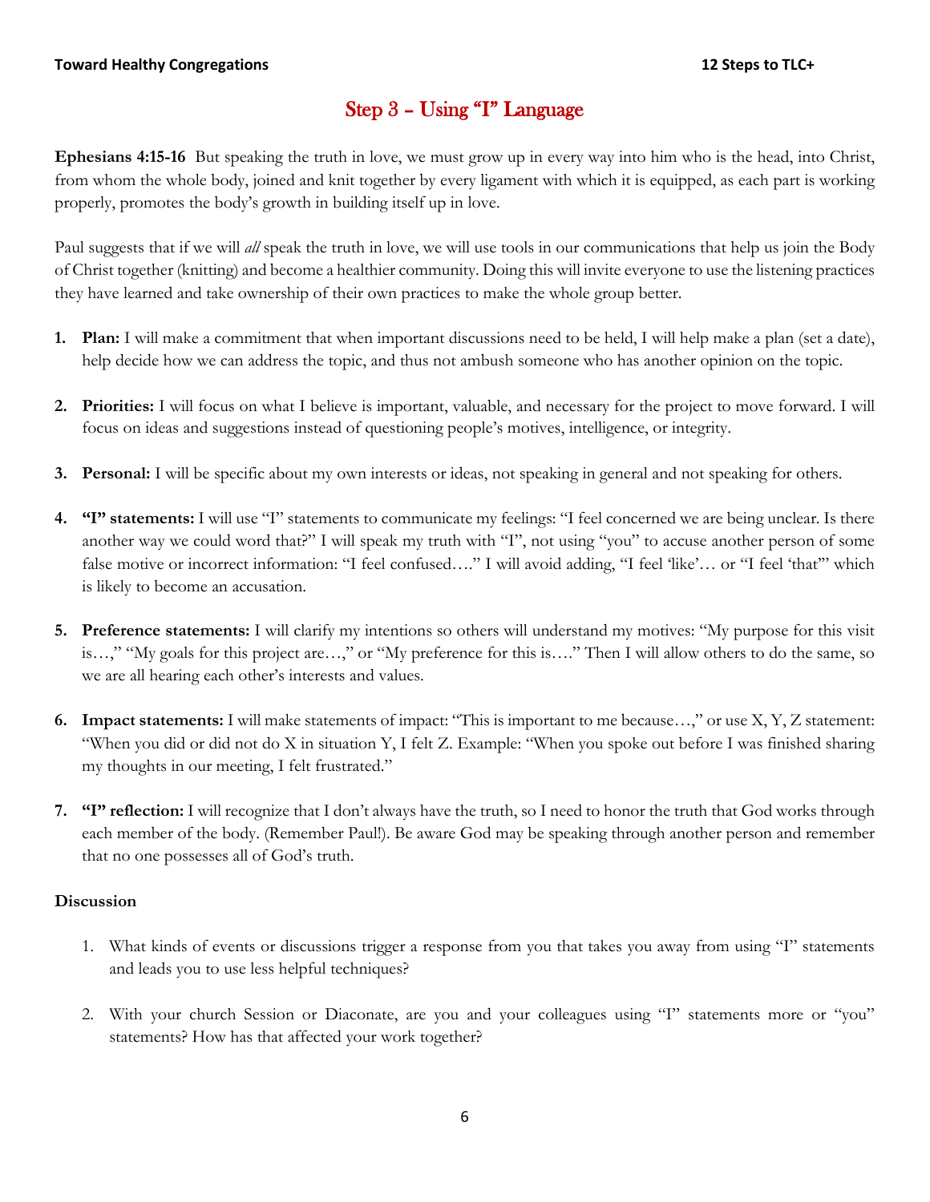# Step 3 – Using "I" Language

**Ephesians 4:15-16** But speaking the truth in love, we must grow up in every way into him who is the head, into Christ, from whom the whole body, joined and knit together by every ligament with which it is equipped, as each part is working properly, promotes the body's growth in building itself up in love.

Paul suggests that if we will *all* speak the truth in love, we will use tools in our communications that help us join the Body of Christ together (knitting) and become a healthier community. Doing this will invite everyone to use the listening practices they have learned and take ownership of their own practices to make the whole group better.

1. **Plan:** I will make a commitment that when important discussions need to be held, I will help make a plan (set a date), help decide how we can address the topic, and thus not ambush someone who has another opinion on the topic.

2. **Priorities:** I will focus on what I believe is important, valuable, and necessary for the project to move forward. I will focus on ideas and suggestions instead of questioning people's motives, intelligence, or integrity.

3. **Personal:** I will be specific about my own interests or ideas, not speaking in general and not speaking for others.

4. **"I" statements:** I will use "I" statements to communicate my feelings: "I feel concerned we are being unclear. Is there another way we could word that?" I will speak my truth with "I", not using "you" to accuse another person of some false motive or incorrect information: "I feel confused…." I will avoid adding, "I feel 'like'… or "I feel 'that'" which is likely to become an accusation.

5. **Preference statements:** I will clarify my intentions so others will understand my motives: "My purpose for this visit is…," "My goals for this project are…," or "My preference for this is…." Then I will allow others to do the same, so we are all hearing each other's interests and values.

6. **Impact statements:** I will make statements of impact: "This is important to me because…," or use X, Y, Z statement: "When you did or did not do X in situation Y, I felt Z. Example: "When you spoke out before I was finished sharing my thoughts in our meeting, I felt frustrated."

7. **"I" reflection:** I will recognize that I don't always have the truth, so I need to honor the truth that God works through each member of the body. (Remember Paul!). Be aware God may be speaking through another person and remember that no one possesses all of God's truth.

### Discussion

1. What kinds of events or discussions trigger a response from you that takes you away from using "I" statements and leads you to use less helpful techniques?

2. With your church Session or Diaconate, are you and your colleagues using "I" statements more or "you" statements? How has that affected your work together?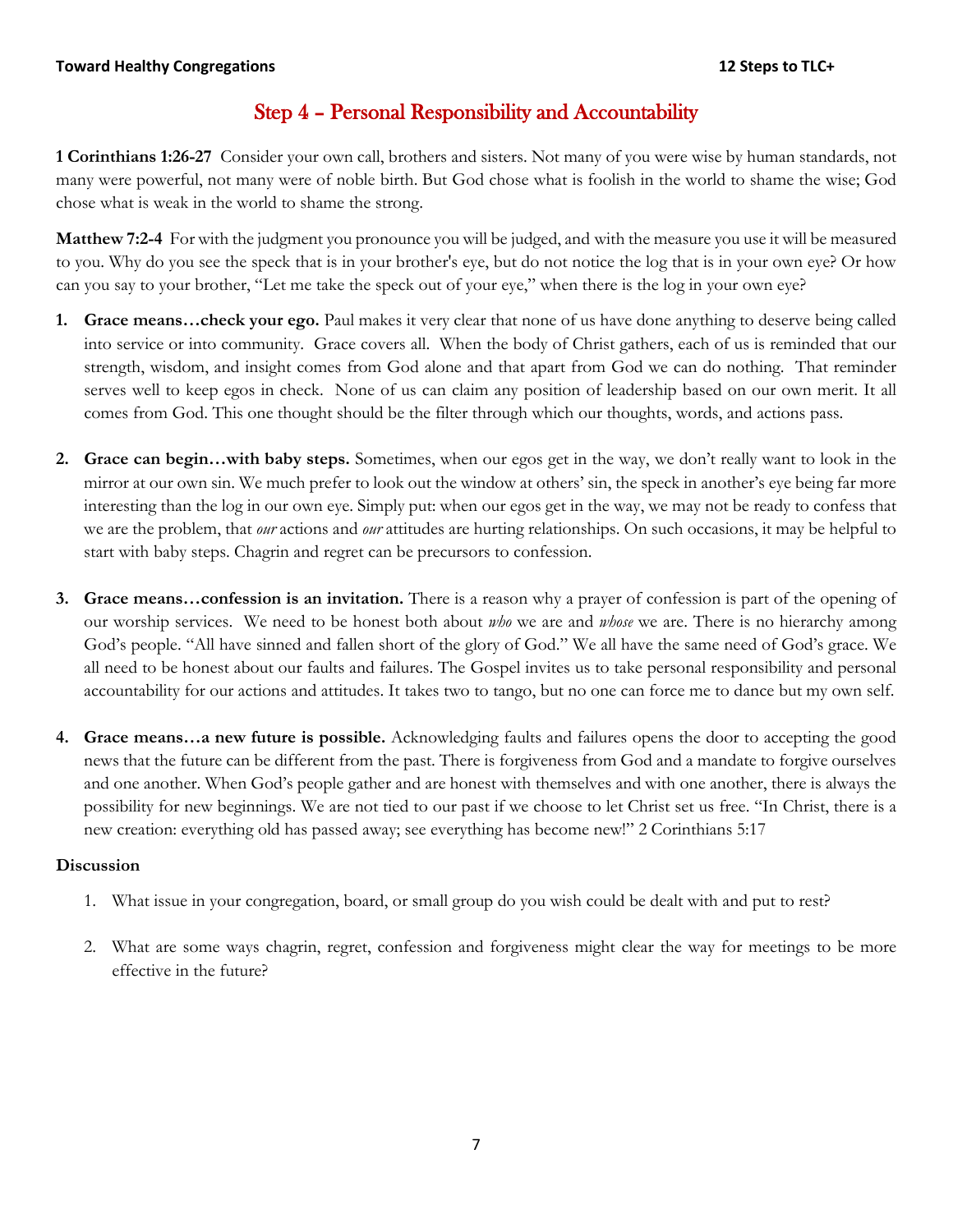## Step 4 – Personal Responsibility and Accountability

**1 Corinthians 1:26-27** Consider your own call, brothers and sisters. Not many of you were wise by human standards, not many were powerful, not many were of noble birth. But God chose what is foolish in the world to shame the wise; God chose what is weak in the world to shame the strong.

**Matthew 7:2-4** For with the judgment you pronounce you will be judged, and with the measure you use it will be measured to you. Why do you see the speck that is in your brother's eye, but do not notice the log that is in your own eye? Or how can you say to your brother, "Let me take the speck out of your eye," when there is the log in your own eye?

1. **Grace means…check your ego.** Paul makes it very clear that none of us have done anything to deserve being called into service or into community. Grace covers all. When the body of Christ gathers, each of us is reminded that our strength, wisdom, and insight comes from God alone and that apart from God we can do nothing. That reminder serves well to keep egos in check. None of us can claim any position of leadership based on our own merit. It all comes from God. This one thought should be the filter through which our thoughts, words, and actions pass.

2. **Grace can begin…with baby steps.** Sometimes, when our egos get in the way, we don't really want to look in the mirror at our own sin. We much prefer to look out the window at others' sin, the speck in another's eye being far more interesting than the log in our own eye. Simply put: when our egos get in the way, we may not be ready to confess that we are the problem, that *our* actions and *our* attitudes are hurting relationships. On such occasions, it may be helpful to start with baby steps. Chagrin and regret can be precursors to confession.

3. **Grace means…confession is an invitation.** There is a reason why a prayer of confession is part of the opening of our worship services. We need to be honest both about *who* we are and *whose* we are. There is no hierarchy among God's people. "All have sinned and fallen short of the glory of God." We all have the same need of God's grace. We all need to be honest about our faults and failures. The Gospel invites us to take personal responsibility and personal accountability for our actions and attitudes. It takes two to tango, but no one can force me to dance but my own self.

4. **Grace means…a new future is possible.** Acknowledging faults and failures opens the door to accepting the good news that the future can be different from the past. There is forgiveness from God and a mandate to forgive ourselves and one another. When God's people gather and are honest with themselves and with one another, there is always the possibility for new beginnings. We are not tied to our past if we choose to let Christ set us free. "In Christ, there is a new creation: everything old has passed away; see everything has become new!" 2 Corinthians 5:17

### Discussion

1. What issue in your congregation, board, or small group do you wish could be dealt with and put to rest?

2. What are some ways chagrin, regret, confession and forgiveness might clear the way for meetings to be more effective in the future?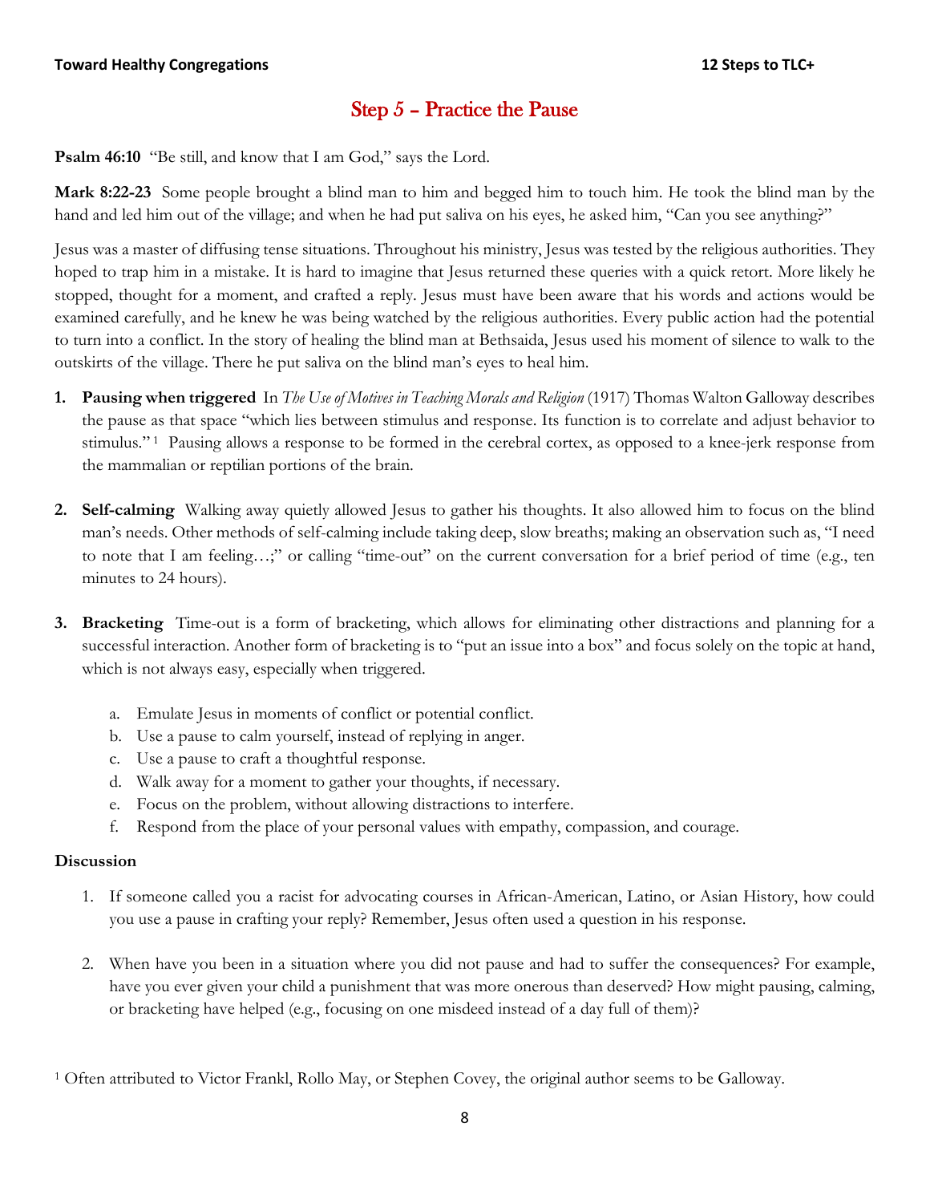# Step 5 – Practice the Pause

**Psalm 46:10** "Be still, and know that I am God," says the Lord.

**Mark 8:22-23** Some people brought a blind man to him and begged him to touch him. He took the blind man by the hand and led him out of the village; and when he had put saliva on his eyes, he asked him, "Can you see anything?"

Jesus was a master of diffusing tense situations. Throughout his ministry, Jesus was tested by the religious authorities. They hoped to trap him in a mistake. It is hard to imagine that Jesus returned these queries with a quick retort. More likely he stopped, thought for a moment, and crafted a reply. Jesus must have been aware that his words and actions would be examined carefully, and he knew he was being watched by the religious authorities. Every public action had the potential to turn into a conflict. In the story of healing the blind man at Bethsaida, Jesus used his moment of silence to walk to the outskirts of the village. There he put saliva on the blind man's eyes to heal him.

1. **Pausing when triggered** In *The Use of Motives in Teaching Morals and Religion* (1917) Thomas Walton Galloway describes the pause as that space "which lies between stimulus and response. Its function is to correlate and adjust behavior to stimulus." [1] Pausing allows a response to be formed in the cerebral cortex, as opposed to a knee-jerk response from the mammalian or reptilian portions of the brain.

2. **Self-calming** Walking away quietly allowed Jesus to gather his thoughts. It also allowed him to focus on the blind man's needs. Other methods of self-calming include taking deep, slow breaths; making an observation such as, "I need to note that I am feeling…;" or calling "time-out" on the current conversation for a brief period of time (e.g., ten minutes to 24 hours).

3. **Bracketing** Time-out is a form of bracketing, which allows for eliminating other distractions and planning for a successful interaction. Another form of bracketing is to "put an issue into a box" and focus solely on the topic at hand, which is not always easy, especially when triggered.

   a. Emulate Jesus in moments of conflict or potential conflict.
   b. Use a pause to calm yourself, instead of replying in anger.
   c. Use a pause to craft a thoughtful response.
   d. Walk away for a moment to gather your thoughts, if necessary.
   e. Focus on the problem, without allowing distractions to interfere.
   f. Respond from the place of your personal values with empathy, compassion, and courage.

**Discussion**

1. If someone called you a racist for advocating courses in African-American, Latino, or Asian History, how could you use a pause in crafting your reply? Remember, Jesus often used a question in his response.

2. When have you been in a situation where you did not pause and had to suffer the consequences? For example, have you ever given your child a punishment that was more onerous than deserved? How might pausing, calming, or bracketing have helped (e.g., focusing on one misdeed instead of a day full of them)?

[1] Often attributed to Victor Frankl, Rollo May, or Stephen Covey, the original author seems to be Galloway.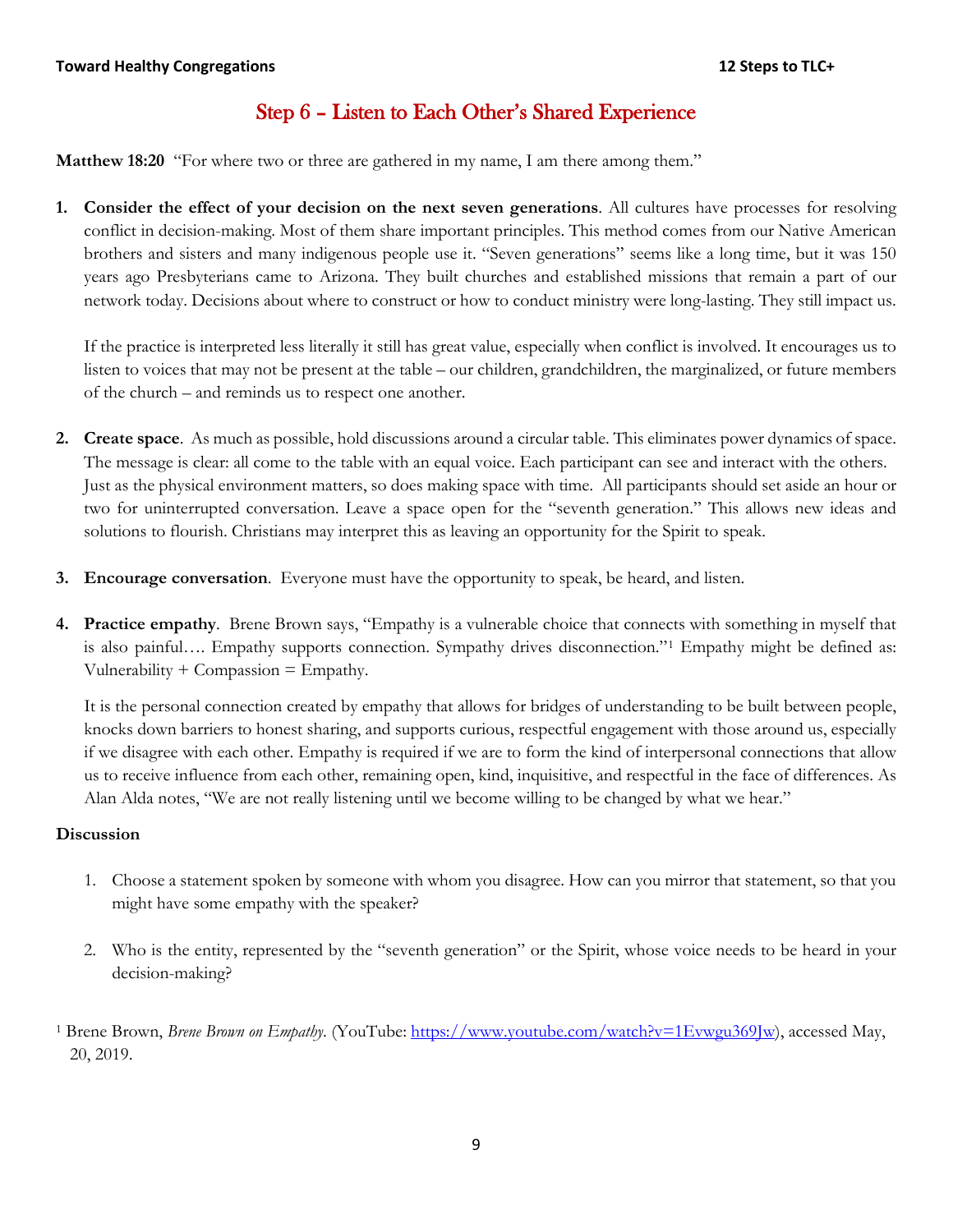## Step 6 – Listen to Each Other's Shared Experience

**Matthew 18:20** "For where two or three are gathered in my name, I am there among them."

1. **Consider the effect of your decision on the next seven generations**. All cultures have processes for resolving conflict in decision-making. Most of them share important principles. This method comes from our Native American brothers and sisters and many indigenous people use it. "Seven generations" seems like a long time, but it was 150 years ago Presbyterians came to Arizona. They built churches and established missions that remain a part of our network today. Decisions about where to construct or how to conduct ministry were long-lasting. They still impact us.

   If the practice is interpreted less literally it still has great value, especially when conflict is involved. It encourages us to listen to voices that may not be present at the table – our children, grandchildren, the marginalized, or future members of the church – and reminds us to respect one another.

2. **Create space**. As much as possible, hold discussions around a circular table. This eliminates power dynamics of space. The message is clear: all come to the table with an equal voice. Each participant can see and interact with the others. Just as the physical environment matters, so does making space with time. All participants should set aside an hour or two for uninterrupted conversation. Leave a space open for the "seventh generation." This allows new ideas and solutions to flourish. Christians may interpret this as leaving an opportunity for the Spirit to speak.

3. **Encourage conversation**. Everyone must have the opportunity to speak, be heard, and listen.

4. **Practice empathy**. Brene Brown says, "Empathy is a vulnerable choice that connects with something in myself that is also painful…. Empathy supports connection. Sympathy drives disconnection."[1] Empathy might be defined as: Vulnerability + Compassion = Empathy.

   It is the personal connection created by empathy that allows for bridges of understanding to be built between people, knocks down barriers to honest sharing, and supports curious, respectful engagement with those around us, especially if we disagree with each other. Empathy is required if we are to form the kind of interpersonal connections that allow us to receive influence from each other, remaining open, kind, inquisitive, and respectful in the face of differences. As Alan Alda notes, "We are not really listening until we become willing to be changed by what we hear."

**Discussion**

1. Choose a statement spoken by someone with whom you disagree. How can you mirror that statement, so that you might have some empathy with the speaker?

2. Who is the entity, represented by the "seventh generation" or the Spirit, whose voice needs to be heard in your decision-making?

[1] Brene Brown, *Brene Brown on Empathy*. (YouTube: https://www.youtube.com/watch?v=1Evwgu369Jw), accessed May, 20, 2019.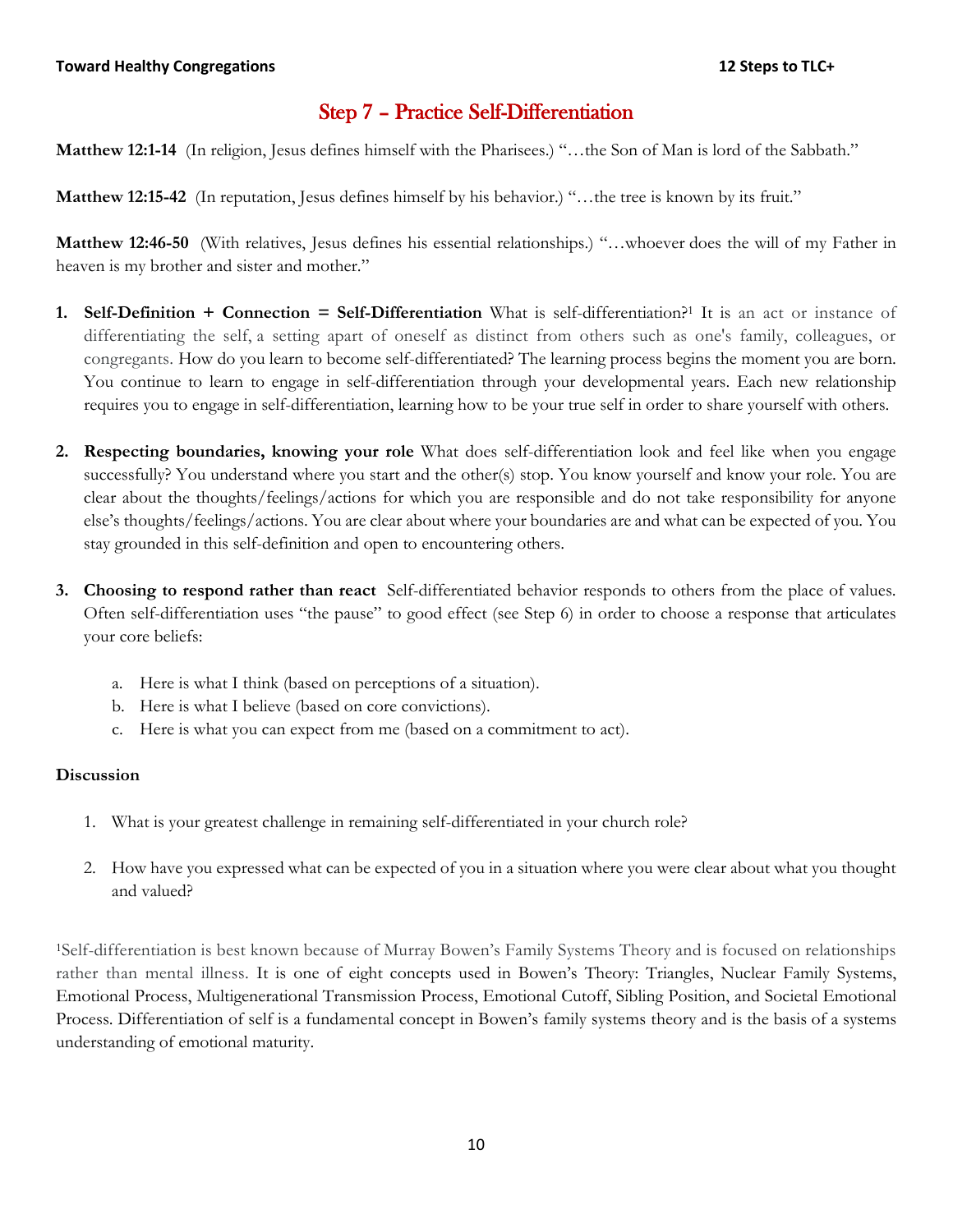## Step 7 – Practice Self-Differentiation

**Matthew 12:1-14** (In religion, Jesus defines himself with the Pharisees.) "…the Son of Man is lord of the Sabbath."

**Matthew 12:15-42** (In reputation, Jesus defines himself by his behavior.) "…the tree is known by its fruit."

**Matthew 12:46-50** (With relatives, Jesus defines his essential relationships.) "…whoever does the will of my Father in heaven is my brother and sister and mother."

1. **Self-Definition + Connection = Self-Differentiation** What is self-differentiation?[1] It is an act or instance of differentiating the self, a setting apart of oneself as distinct from others such as one's family, colleagues, or congregants. How do you learn to become self-differentiated? The learning process begins the moment you are born. You continue to learn to engage in self-differentiation through your developmental years. Each new relationship requires you to engage in self-differentiation, learning how to be your true self in order to share yourself with others.

2. **Respecting boundaries, knowing your role** What does self-differentiation look and feel like when you engage successfully? You understand where you start and the other(s) stop. You know yourself and know your role. You are clear about the thoughts/feelings/actions for which you are responsible and do not take responsibility for anyone else's thoughts/feelings/actions. You are clear about where your boundaries are and what can be expected of you. You stay grounded in this self-definition and open to encountering others.

3. **Choosing to respond rather than react** Self-differentiated behavior responds to others from the place of values. Often self-differentiation uses "the pause" to good effect (see Step 6) in order to choose a response that articulates your core beliefs:

    a. Here is what I think (based on perceptions of a situation).
    b. Here is what I believe (based on core convictions).
    c. Here is what you can expect from me (based on a commitment to act).

**Discussion**

1. What is your greatest challenge in remaining self-differentiated in your church role?

2. How have you expressed what can be expected of you in a situation where you were clear about what you thought and valued?

[1]Self-differentiation is best known because of Murray Bowen's Family Systems Theory and is focused on relationships rather than mental illness. It is one of eight concepts used in Bowen's Theory: Triangles, Nuclear Family Systems, Emotional Process, Multigenerational Transmission Process, Emotional Cutoff, Sibling Position, and Societal Emotional Process. Differentiation of self is a fundamental concept in Bowen's family systems theory and is the basis of a systems understanding of emotional maturity.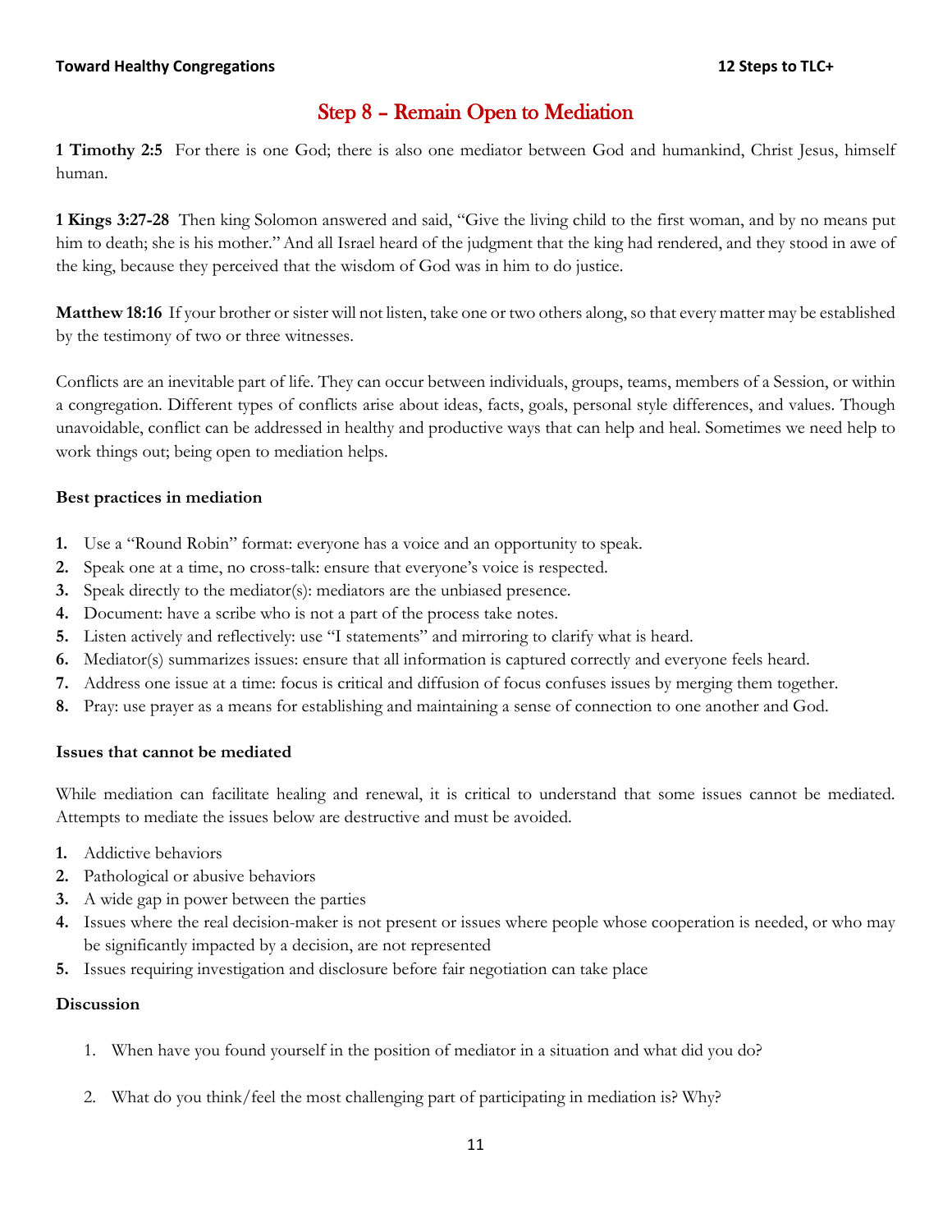## Step 8 – Remain Open to Mediation

**1 Timothy 2:5** For there is one God; there is also one mediator between God and humankind, Christ Jesus, himself human.

**1 Kings 3:27-28** Then king Solomon answered and said, "Give the living child to the first woman, and by no means put him to death; she is his mother." And all Israel heard of the judgment that the king had rendered, and they stood in awe of the king, because they perceived that the wisdom of God was in him to do justice.

**Matthew 18:16** If your brother or sister will not listen, take one or two others along, so that every matter may be established by the testimony of two or three witnesses.

Conflicts are an inevitable part of life. They can occur between individuals, groups, teams, members of a Session, or within a congregation. Different types of conflicts arise about ideas, facts, goals, personal style differences, and values. Though unavoidable, conflict can be addressed in healthy and productive ways that can help and heal. Sometimes we need help to work things out; being open to mediation helps.

### Best practices in mediation

1. Use a "Round Robin" format: everyone has a voice and an opportunity to speak.
2. Speak one at a time, no cross-talk: ensure that everyone's voice is respected.
3. Speak directly to the mediator(s): mediators are the unbiased presence.
4. Document: have a scribe who is not a part of the process take notes.
5. Listen actively and reflectively: use "I statements" and mirroring to clarify what is heard.
6. Mediator(s) summarizes issues: ensure that all information is captured correctly and everyone feels heard.
7. Address one issue at a time: focus is critical and diffusion of focus confuses issues by merging them together.
8. Pray: use prayer as a means for establishing and maintaining a sense of connection to one another and God.

### Issues that cannot be mediated

While mediation can facilitate healing and renewal, it is critical to understand that some issues cannot be mediated. Attempts to mediate the issues below are destructive and must be avoided.

1. Addictive behaviors
2. Pathological or abusive behaviors
3. A wide gap in power between the parties
4. Issues where the real decision-maker is not present or issues where people whose cooperation is needed, or who may be significantly impacted by a decision, are not represented
5. Issues requiring investigation and disclosure before fair negotiation can take place

### Discussion

1. When have you found yourself in the position of mediator in a situation and what did you do?
2. What do you think/feel the most challenging part of participating in mediation is? Why?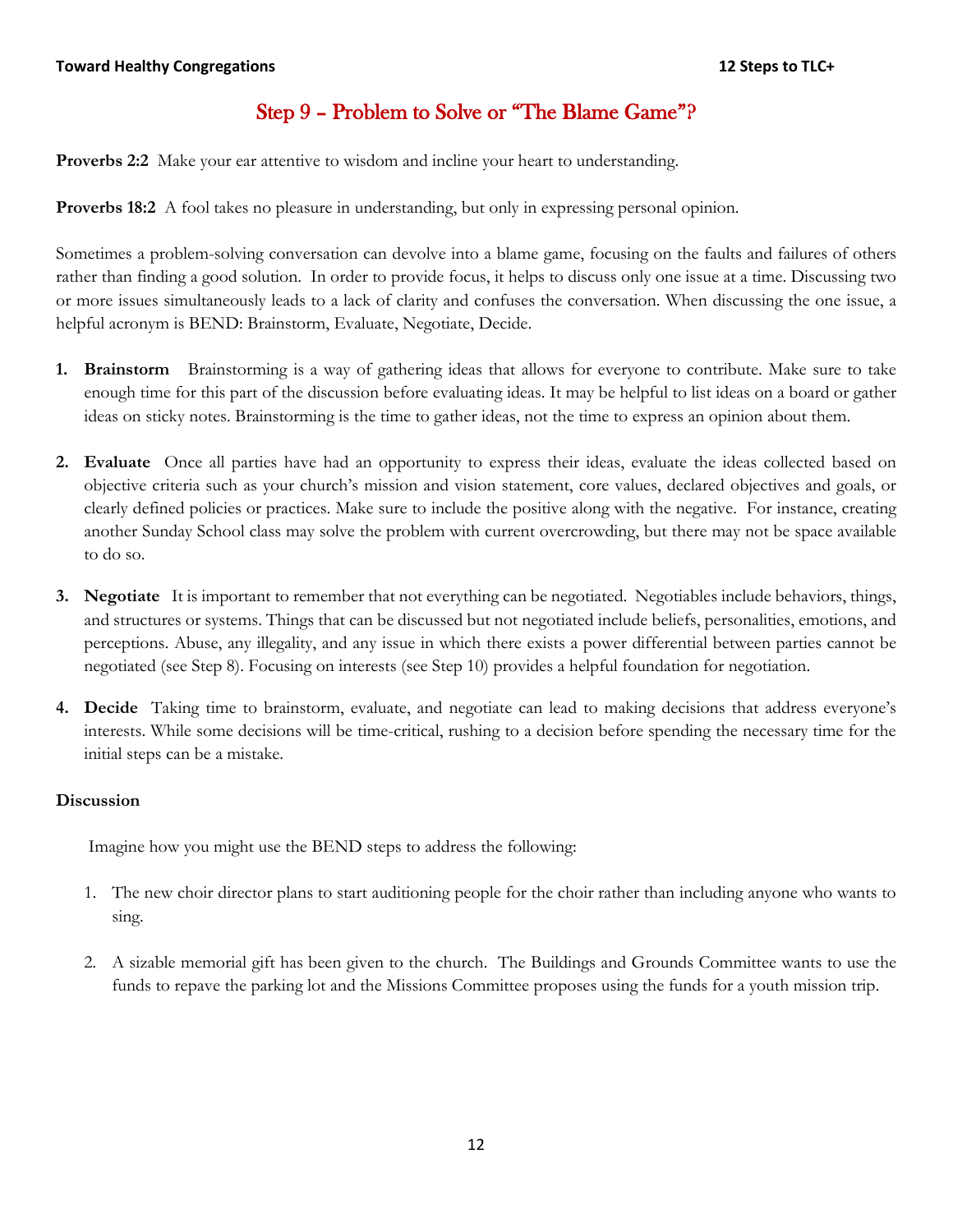## Step 9 – Problem to Solve or "The Blame Game"?

**Proverbs 2:2** Make your ear attentive to wisdom and incline your heart to understanding.

**Proverbs 18:2** A fool takes no pleasure in understanding, but only in expressing personal opinion.

Sometimes a problem-solving conversation can devolve into a blame game, focusing on the faults and failures of others rather than finding a good solution. In order to provide focus, it helps to discuss only one issue at a time. Discussing two or more issues simultaneously leads to a lack of clarity and confuses the conversation. When discussing the one issue, a helpful acronym is BEND: Brainstorm, Evaluate, Negotiate, Decide.

1. **Brainstorm** Brainstorming is a way of gathering ideas that allows for everyone to contribute. Make sure to take enough time for this part of the discussion before evaluating ideas. It may be helpful to list ideas on a board or gather ideas on sticky notes. Brainstorming is the time to gather ideas, not the time to express an opinion about them.

2. **Evaluate** Once all parties have had an opportunity to express their ideas, evaluate the ideas collected based on objective criteria such as your church's mission and vision statement, core values, declared objectives and goals, or clearly defined policies or practices. Make sure to include the positive along with the negative. For instance, creating another Sunday School class may solve the problem with current overcrowding, but there may not be space available to do so.

3. **Negotiate** It is important to remember that not everything can be negotiated. Negotiables include behaviors, things, and structures or systems. Things that can be discussed but not negotiated include beliefs, personalities, emotions, and perceptions. Abuse, any illegality, and any issue in which there exists a power differential between parties cannot be negotiated (see Step 8). Focusing on interests (see Step 10) provides a helpful foundation for negotiation.

4. **Decide** Taking time to brainstorm, evaluate, and negotiate can lead to making decisions that address everyone's interests. While some decisions will be time-critical, rushing to a decision before spending the necessary time for the initial steps can be a mistake.

**Discussion**

Imagine how you might use the BEND steps to address the following:

1. The new choir director plans to start auditioning people for the choir rather than including anyone who wants to sing.

2. A sizable memorial gift has been given to the church. The Buildings and Grounds Committee wants to use the funds to repave the parking lot and the Missions Committee proposes using the funds for a youth mission trip.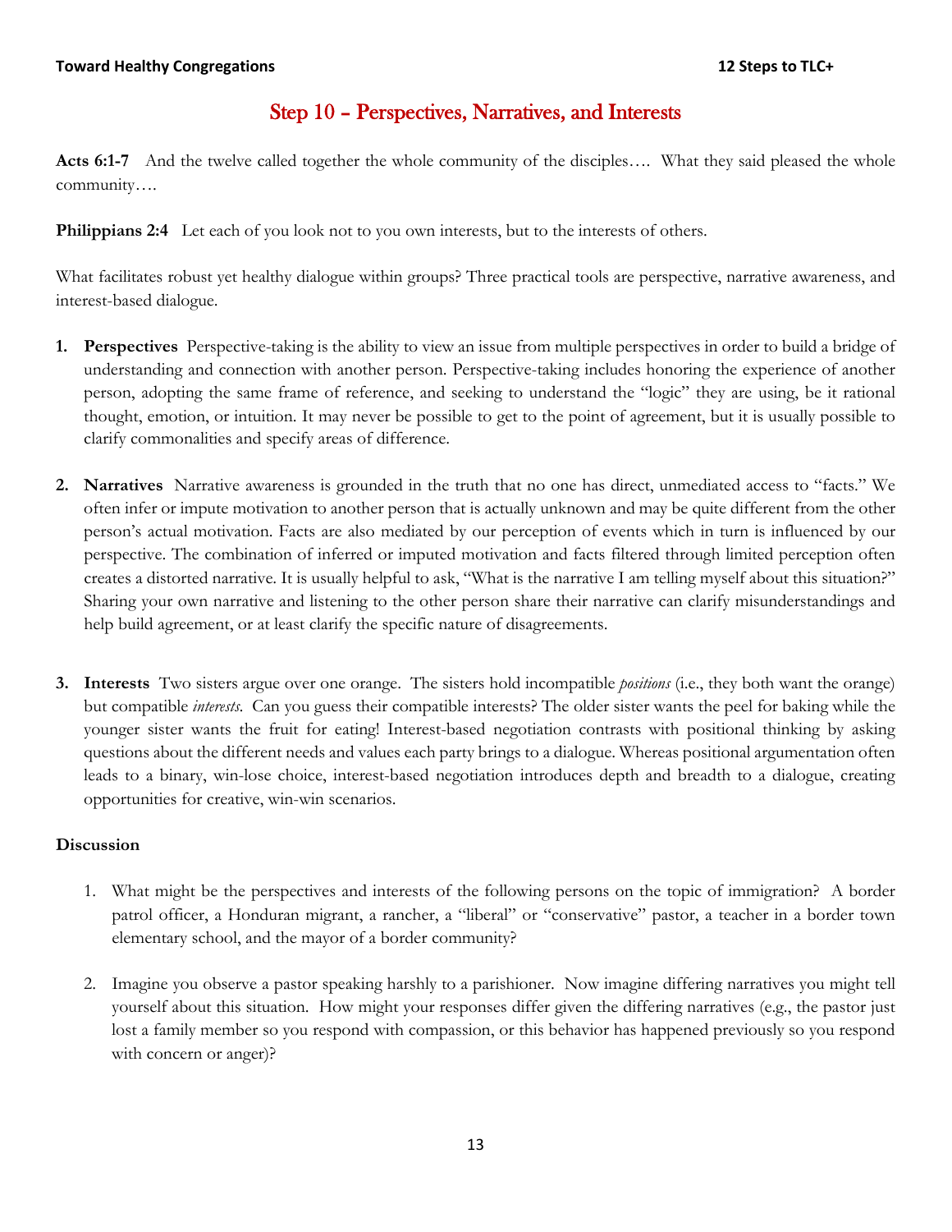# Step 10 – Perspectives, Narratives, and Interests

**Acts 6:1-7** And the twelve called together the whole community of the disciples…. What they said pleased the whole community….

**Philippians 2:4** Let each of you look not to you own interests, but to the interests of others.

What facilitates robust yet healthy dialogue within groups? Three practical tools are perspective, narrative awareness, and interest-based dialogue.

1. **Perspectives** Perspective-taking is the ability to view an issue from multiple perspectives in order to build a bridge of understanding and connection with another person. Perspective-taking includes honoring the experience of another person, adopting the same frame of reference, and seeking to understand the "logic" they are using, be it rational thought, emotion, or intuition. It may never be possible to get to the point of agreement, but it is usually possible to clarify commonalities and specify areas of difference.

2. **Narratives** Narrative awareness is grounded in the truth that no one has direct, unmediated access to "facts." We often infer or impute motivation to another person that is actually unknown and may be quite different from the other person's actual motivation. Facts are also mediated by our perception of events which in turn is influenced by our perspective. The combination of inferred or imputed motivation and facts filtered through limited perception often creates a distorted narrative. It is usually helpful to ask, "What is the narrative I am telling myself about this situation?" Sharing your own narrative and listening to the other person share their narrative can clarify misunderstandings and help build agreement, or at least clarify the specific nature of disagreements.

3. **Interests** Two sisters argue over one orange. The sisters hold incompatible *positions* (i.e., they both want the orange) but compatible *interests*. Can you guess their compatible interests? The older sister wants the peel for baking while the younger sister wants the fruit for eating! Interest-based negotiation contrasts with positional thinking by asking questions about the different needs and values each party brings to a dialogue. Whereas positional argumentation often leads to a binary, win-lose choice, interest-based negotiation introduces depth and breadth to a dialogue, creating opportunities for creative, win-win scenarios.

### Discussion

1. What might be the perspectives and interests of the following persons on the topic of immigration? A border patrol officer, a Honduran migrant, a rancher, a "liberal" or "conservative" pastor, a teacher in a border town elementary school, and the mayor of a border community?

2. Imagine you observe a pastor speaking harshly to a parishioner. Now imagine differing narratives you might tell yourself about this situation. How might your responses differ given the differing narratives (e.g., the pastor just lost a family member so you respond with compassion, or this behavior has happened previously so you respond with concern or anger)?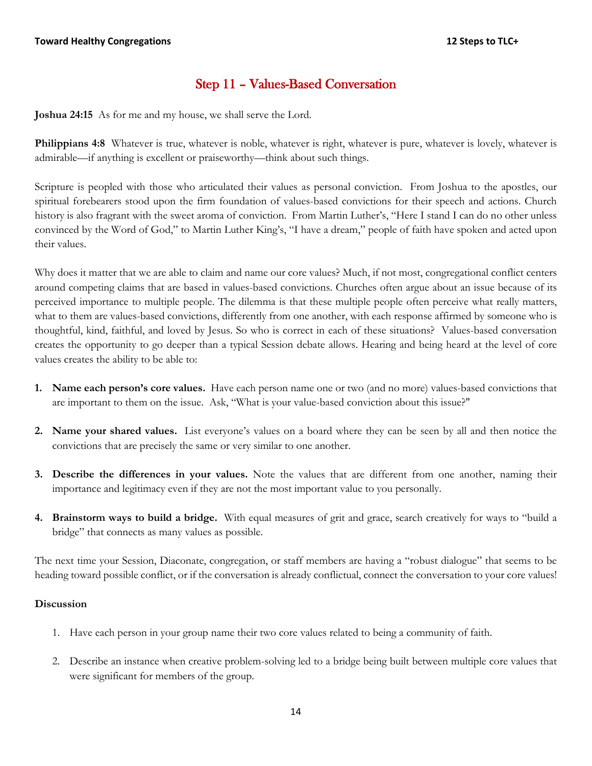## Step 11 – Values-Based Conversation

**Joshua 24:15** As for me and my house, we shall serve the Lord.

**Philippians 4:8** Whatever is true, whatever is noble, whatever is right, whatever is pure, whatever is lovely, whatever is admirable—if anything is excellent or praiseworthy—think about such things.

Scripture is peopled with those who articulated their values as personal conviction. From Joshua to the apostles, our spiritual forebearers stood upon the firm foundation of values-based convictions for their speech and actions. Church history is also fragrant with the sweet aroma of conviction. From Martin Luther's, "Here I stand I can do no other unless convinced by the Word of God," to Martin Luther King's, "I have a dream," people of faith have spoken and acted upon their values.

Why does it matter that we are able to claim and name our core values? Much, if not most, congregational conflict centers around competing claims that are based in values-based convictions. Churches often argue about an issue because of its perceived importance to multiple people. The dilemma is that these multiple people often perceive what really matters, what to them are values-based convictions, differently from one another, with each response affirmed by someone who is thoughtful, kind, faithful, and loved by Jesus. So who is correct in each of these situations? Values-based conversation creates the opportunity to go deeper than a typical Session debate allows. Hearing and being heard at the level of core values creates the ability to be able to:

1. **Name each person's core values.** Have each person name one or two (and no more) values-based convictions that are important to them on the issue. Ask, "What is your value-based conviction about this issue?"

2. **Name your shared values.** List everyone's values on a board where they can be seen by all and then notice the convictions that are precisely the same or very similar to one another.

3. **Describe the differences in your values.** Note the values that are different from one another, naming their importance and legitimacy even if they are not the most important value to you personally.

4. **Brainstorm ways to build a bridge.** With equal measures of grit and grace, search creatively for ways to "build a bridge" that connects as many values as possible.

The next time your Session, Diaconate, congregation, or staff members are having a "robust dialogue" that seems to be heading toward possible conflict, or if the conversation is already conflictual, connect the conversation to your core values!

### Discussion

1. Have each person in your group name their two core values related to being a community of faith.

2. Describe an instance when creative problem-solving led to a bridge being built between multiple core values that were significant for members of the group.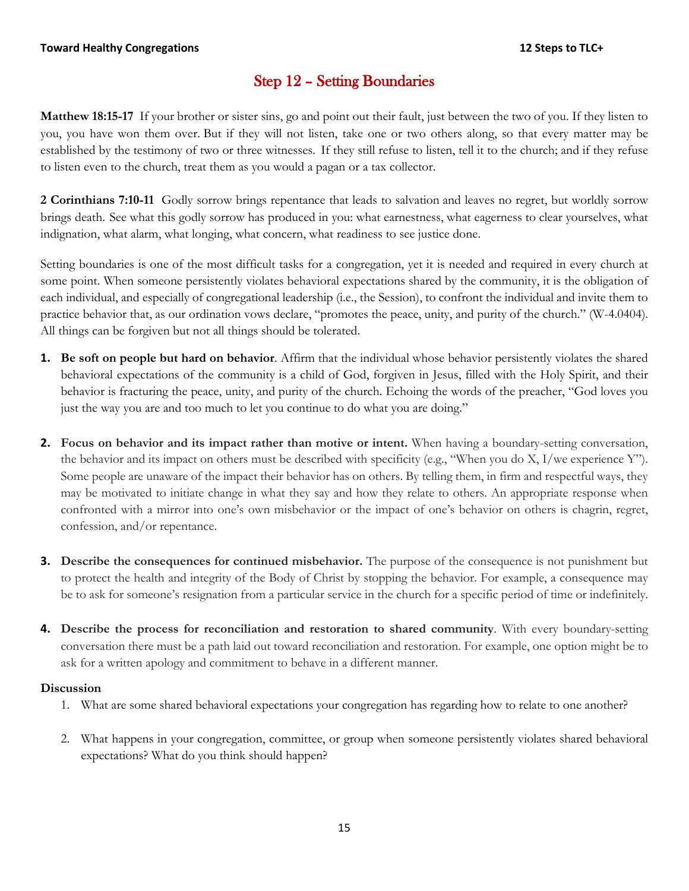# Step 12 – Setting Boundaries

**Matthew 18:15-17** If your brother or sister sins, go and point out their fault, just between the two of you. If they listen to you, you have won them over. But if they will not listen, take one or two others along, so that every matter may be established by the testimony of two or three witnesses. If they still refuse to listen, tell it to the church; and if they refuse to listen even to the church, treat them as you would a pagan or a tax collector.

**2 Corinthians 7:10-11** Godly sorrow brings repentance that leads to salvation and leaves no regret, but worldly sorrow brings death. See what this godly sorrow has produced in you: what earnestness, what eagerness to clear yourselves, what indignation, what alarm, what longing, what concern, what readiness to see justice done.

Setting boundaries is one of the most difficult tasks for a congregation, yet it is needed and required in every church at some point. When someone persistently violates behavioral expectations shared by the community, it is the obligation of each individual, and especially of congregational leadership (i.e., the Session), to confront the individual and invite them to practice behavior that, as our ordination vows declare, "promotes the peace, unity, and purity of the church." (W-4.0404). All things can be forgiven but not all things should be tolerated.

1. **Be soft on people but hard on behavior**. Affirm that the individual whose behavior persistently violates the shared behavioral expectations of the community is a child of God, forgiven in Jesus, filled with the Holy Spirit, and their behavior is fracturing the peace, unity, and purity of the church. Echoing the words of the preacher, "God loves you just the way you are and too much to let you continue to do what you are doing."

2. **Focus on behavior and its impact rather than motive or intent.** When having a boundary-setting conversation, the behavior and its impact on others must be described with specificity (e.g., "When you do X, I/we experience Y"). Some people are unaware of the impact their behavior has on others. By telling them, in firm and respectful ways, they may be motivated to initiate change in what they say and how they relate to others. An appropriate response when confronted with a mirror into one's own misbehavior or the impact of one's behavior on others is chagrin, regret, confession, and/or repentance.

3. **Describe the consequences for continued misbehavior.** The purpose of the consequence is not punishment but to protect the health and integrity of the Body of Christ by stopping the behavior. For example, a consequence may be to ask for someone's resignation from a particular service in the church for a specific period of time or indefinitely.

4. **Describe the process for reconciliation and restoration to shared community**. With every boundary-setting conversation there must be a path laid out toward reconciliation and restoration. For example, one option might be to ask for a written apology and commitment to behave in a different manner.

**Discussion**

1. What are some shared behavioral expectations your congregation has regarding how to relate to one another?

2. What happens in your congregation, committee, or group when someone persistently violates shared behavioral expectations? What do you think should happen?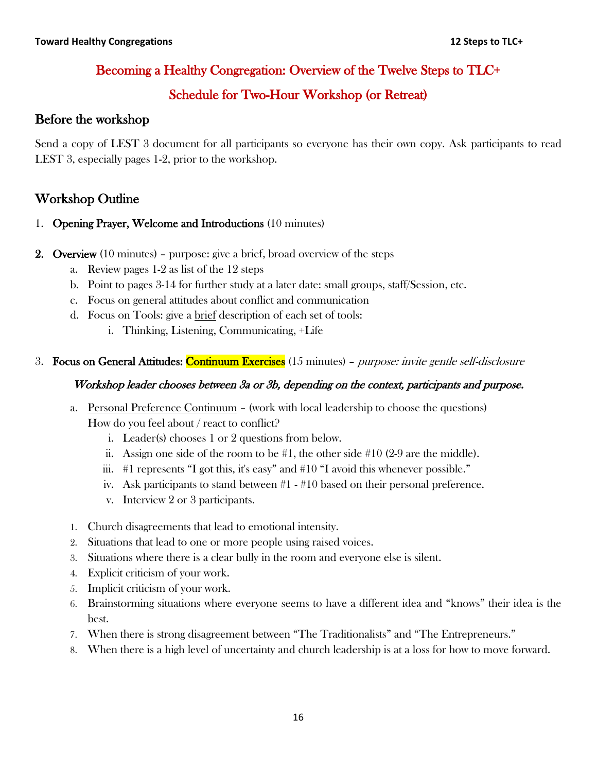## Becoming a Healthy Congregation: Overview of the Twelve Steps to TLC+

## Schedule for Two-Hour Workshop (or Retreat)

### Before the workshop

Send a copy of LEST 3 document for all participants so everyone has their own copy. Ask participants to read LEST 3, especially pages 1-2, prior to the workshop.

### Workshop Outline

1. **Opening Prayer, Welcome and Introductions** (10 minutes)

2. **Overview** (10 minutes) – purpose: give a brief, broad overview of the steps
   a. Review pages 1-2 as list of the 12 steps
   b. Point to pages 3-14 for further study at a later date: small groups, staff/Session, etc.
   c. Focus on general attitudes about conflict and communication
   d. Focus on Tools: give a brief description of each set of tools:
      i. Thinking, Listening, Communicating, +Life

3. **Focus on General Attitudes: Continuum Exercises** (15 minutes) – *purpose: invite gentle self-disclosure*

   ***Workshop leader chooses between 3a or 3b, depending on the context, participants and purpose.***

   a. Personal Preference Continuum – (work with local leadership to choose the questions)
   How do you feel about / react to conflict?
      i. Leader(s) chooses 1 or 2 questions from below.
      ii. Assign one side of the room to be #1, the other side #10 (2-9 are the middle).
      iii. #1 represents "I got this, it's easy" and #10 "I avoid this whenever possible."
      iv. Ask participants to stand between #1 - #10 based on their personal preference.
      v. Interview 2 or 3 participants.

   1. Church disagreements that lead to emotional intensity.
   2. Situations that lead to one or more people using raised voices.
   3. Situations where there is a clear bully in the room and everyone else is silent.
   4. Explicit criticism of your work.
   5. Implicit criticism of your work.
   6. Brainstorming situations where everyone seems to have a different idea and "knows" their idea is the best.
   7. When there is strong disagreement between "The Traditionalists" and "The Entrepreneurs."
   8. When there is a high level of uncertainty and church leadership is at a loss for how to move forward.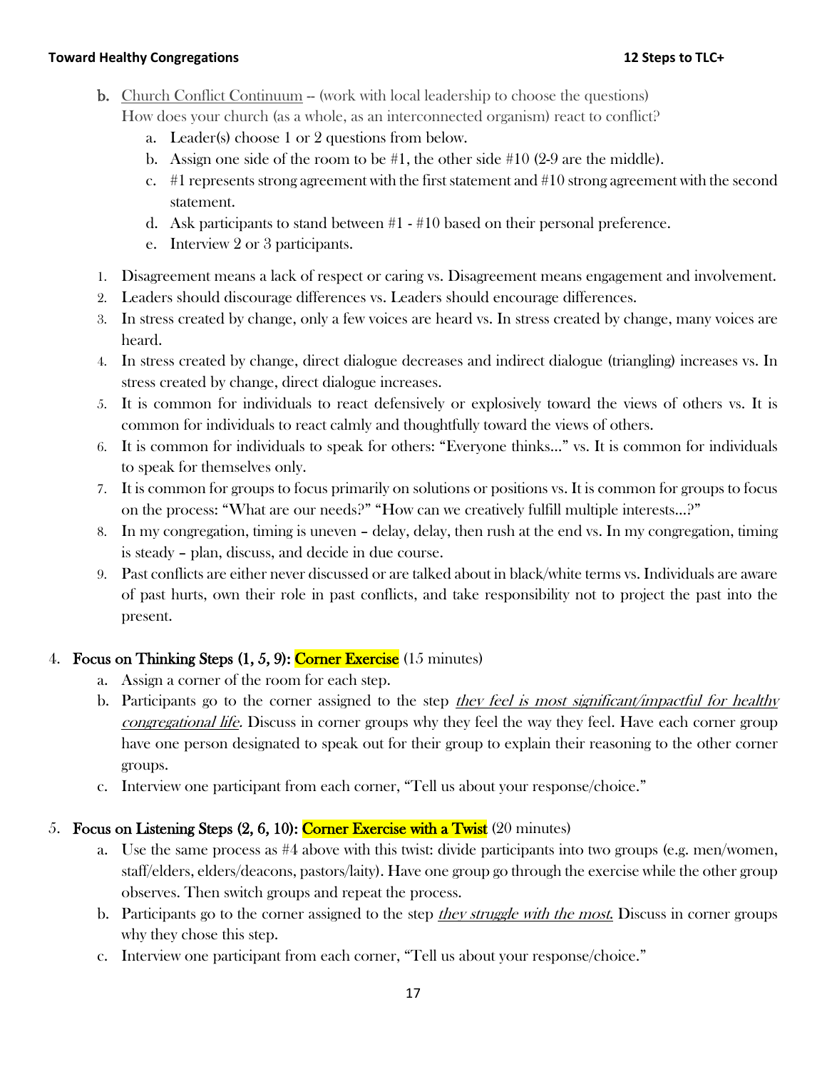b. <u>Church Conflict Continuum</u> -- (work with local leadership to choose the questions) How does your church (as a whole, as an interconnected organism) react to conflict?

   a. Leader(s) choose 1 or 2 questions from below.
   b. Assign one side of the room to be #1, the other side #10 (2-9 are the middle).
   c. #1 represents strong agreement with the first statement and #10 strong agreement with the second statement.
   d. Ask participants to stand between #1 - #10 based on their personal preference.
   e. Interview 2 or 3 participants.

1. Disagreement means a lack of respect or caring vs. Disagreement means engagement and involvement.
2. Leaders should discourage differences vs. Leaders should encourage differences.
3. In stress created by change, only a few voices are heard vs. In stress created by change, many voices are heard.
4. In stress created by change, direct dialogue decreases and indirect dialogue (triangling) increases vs. In stress created by change, direct dialogue increases.
5. It is common for individuals to react defensively or explosively toward the views of others vs. It is common for individuals to react calmly and thoughtfully toward the views of others.
6. It is common for individuals to speak for others: "Everyone thinks…" vs. It is common for individuals to speak for themselves only.
7. It is common for groups to focus primarily on solutions or positions vs. It is common for groups to focus on the process: "What are our needs?" "How can we creatively fulfill multiple interests…?"
8. In my congregation, timing is uneven – delay, delay, then rush at the end vs. In my congregation, timing is steady – plan, discuss, and decide in due course.
9. Past conflicts are either never discussed or are talked about in black/white terms vs. Individuals are aware of past hurts, own their role in past conflicts, and take responsibility not to project the past into the present.

4. **Focus on Thinking Steps (1, 5, 9): Corner Exercise (15 minutes)**
   a. Assign a corner of the room for each step.
   b. Participants go to the corner assigned to the step <u>*they feel is most significant/impactful for healthy congregational life.*</u> Discuss in corner groups why they feel the way they feel. Have each corner group have one person designated to speak out for their group to explain their reasoning to the other corner groups.
   c. Interview one participant from each corner, "Tell us about your response/choice."

5. **Focus on Listening Steps (2, 6, 10): Corner Exercise with a Twist (20 minutes)**
   a. Use the same process as #4 above with this twist: divide participants into two groups (e.g. men/women, staff/elders, elders/deacons, pastors/laity). Have one group go through the exercise while the other group observes. Then switch groups and repeat the process.
   b. Participants go to the corner assigned to the step <u>*they struggle with the most.*</u> Discuss in corner groups why they chose this step.
   c. Interview one participant from each corner, "Tell us about your response/choice."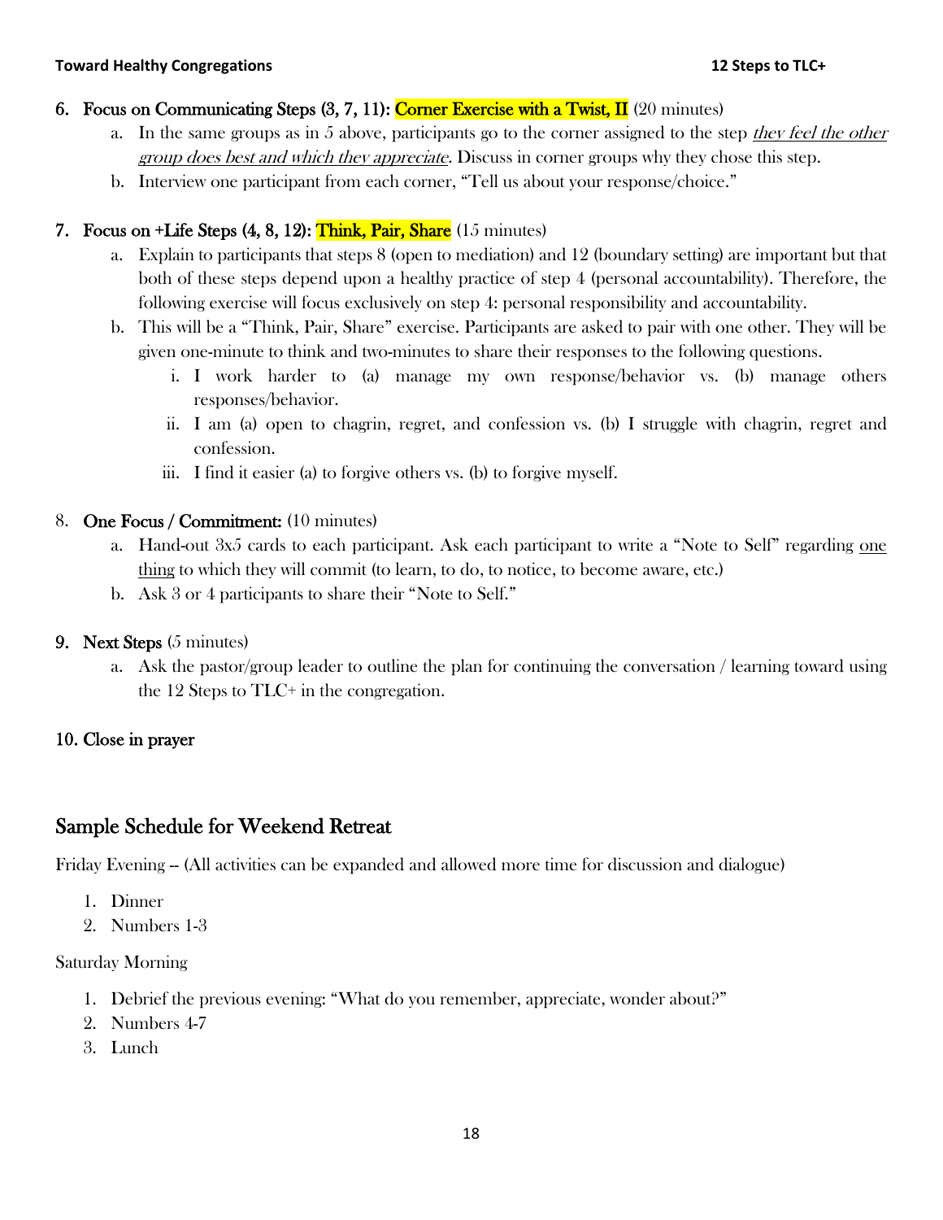6. **Focus on Communicating Steps (3, 7, 11): Corner Exercise with a Twist, II** (20 minutes)
    a. In the same groups as in 5 above, participants go to the corner assigned to the step *they feel the other group does best and which they appreciate*. Discuss in corner groups why they chose this step.
    b. Interview one participant from each corner, "Tell us about your response/choice."

7. **Focus on +Life Steps (4, 8, 12): Think, Pair, Share** (15 minutes)
    a. Explain to participants that steps 8 (open to mediation) and 12 (boundary setting) are important but that both of these steps depend upon a healthy practice of step 4 (personal accountability). Therefore, the following exercise will focus exclusively on step 4: personal responsibility and accountability.
    b. This will be a "Think, Pair, Share" exercise. Participants are asked to pair with one other. They will be given one-minute to think and two-minutes to share their responses to the following questions.
        i. I work harder to (a) manage my own response/behavior vs. (b) manage others responses/behavior.
        ii. I am (a) open to chagrin, regret, and confession vs. (b) I struggle with chagrin, regret and confession.
        iii. I find it easier (a) to forgive others vs. (b) to forgive myself.

8. **One Focus / Commitment:** (10 minutes)
    a. Hand-out 3x5 cards to each participant. Ask each participant to write a "Note to Self" regarding one thing to which they will commit (to learn, to do, to notice, to become aware, etc.)
    b. Ask 3 or 4 participants to share their "Note to Self."

9. **Next Steps** (5 minutes)
    a. Ask the pastor/group leader to outline the plan for continuing the conversation / learning toward using the 12 Steps to TLC+ in the congregation.

10. **Close in prayer**

## Sample Schedule for Weekend Retreat

Friday Evening -- (All activities can be expanded and allowed more time for discussion and dialogue)

1. Dinner
2. Numbers 1-3

Saturday Morning

1. Debrief the previous evening: "What do you remember, appreciate, wonder about?"
2. Numbers 4-7
3. Lunch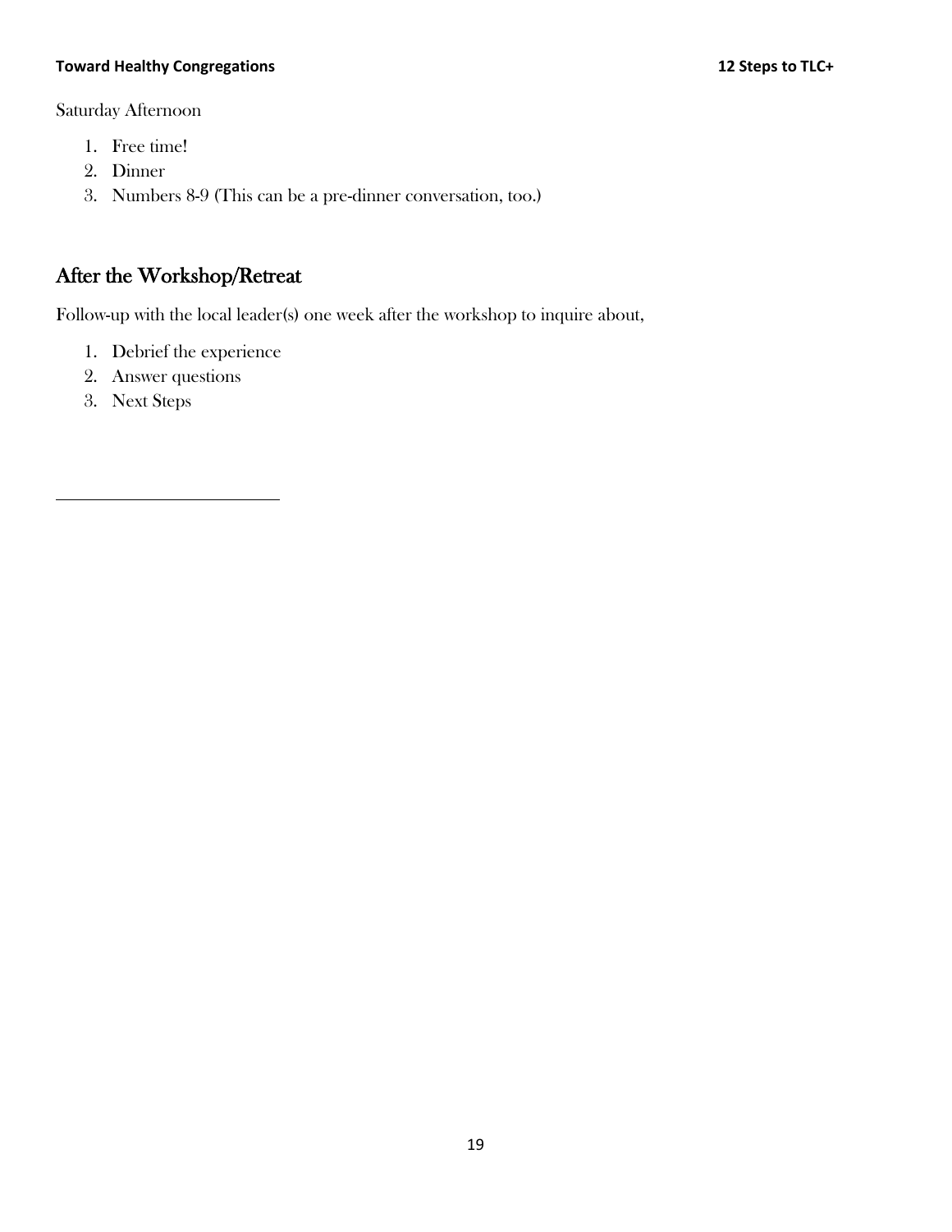Saturday Afternoon

1. Free time!
2. Dinner
3. Numbers 8-9 (This can be a pre-dinner conversation, too.)

## After the Workshop/Retreat

Follow-up with the local leader(s) one week after the workshop to inquire about,

1. Debrief the experience
2. Answer questions
3. Next Steps